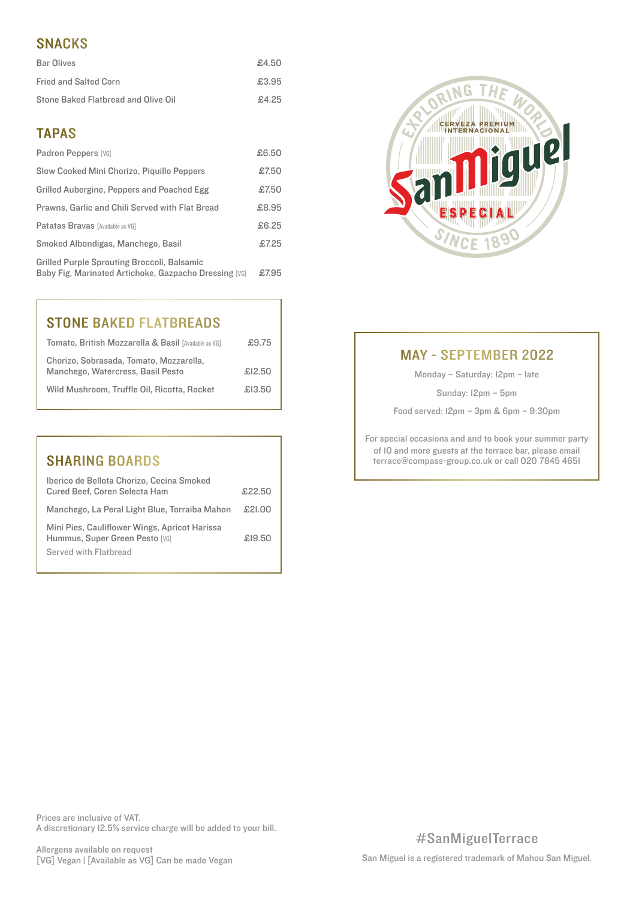## SNACKS

| | |
|---|---|
| Bar Olives | £4.50 |
| Fried and Salted Corn | £3.95 |
| Stone Baked Flatbread and Olive Oil | £4.25 |

## TAPAS

| | |
|---|---|
| Padron Peppers [VG] | £6.50 |
| Slow Cooked Mini Chorizo, Piquillo Peppers | £7.50 |
| Grilled Aubergine, Peppers and Poached Egg | £7.50 |
| Prawns, Garlic and Chili Served with Flat Bread | £8.95 |
| Patatas Bravas [Available as VG] | £6.25 |
| Smoked Albondigas, Manchego, Basil | £7.25 |
| Grilled Purple Sprouting Broccoli, Balsamic Baby Fig, Marinated Artichoke, Gazpacho Dressing [VG] | £7.95 |

## STONE BAKED FLATBREADS

| | |
|---|---|
| Tomato, British Mozzarella & Basil [Available as VG] | £9.75 |
| Chorizo, Sobrasada, Tomato, Mozzarella, Manchego, Watercress, Basil Pesto | £12.50 |
| Wild Mushroom, Truffle Oil, Ricotta, Rocket | £13.50 |

## SHARING BOARDS

| | |
|---|---|
| Iberico de Bellota Chorizo, Cecina Smoked Cured Beef, Coren Selecta Ham | £22.50 |
| Manchego, La Peral Light Blue, Torraiba Mahon | £21.00 |
| Mini Pies, Cauliflower Wings, Apricot Harissa Hummus, Super Green Pesto [VG] | £19.50 |

Served with Flatbread

## MAY - SEPTEMBER 2022

Monday – Saturday: 12pm – late

Sunday: 12pm – 5pm

Food served: 12pm – 3pm & 6pm – 9:30pm

For special occasions and and to book your summer party of 10 and more guests at the terrace bar, please email terrace@compass-group.co.uk or call 020 7845 4651

Prices are inclusive of VAT.
A discretionary 12.5% service charge will be added to your bill.

Allergens available on request
[VG] Vegan | [Available as VG] Can be made Vegan

#SanMiguelTerrace

San Miguel is a registered trademark of Mahou San Miguel.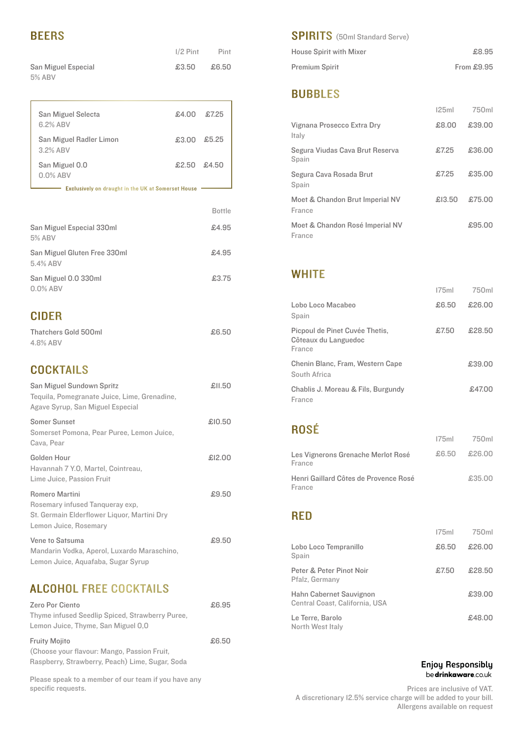## BEERS

| | 1/2 Pint | Pint |
|---|---|---|
| San Miguel Especial<br>5% ABV | £3.50 | £6.50 |

| | | |
|---|---|---|
| San Miguel Selecta<br>6.2% ABV | £4.00 | £7.25 |
| San Miguel Radler Limon<br>3.2% ABV | £3.00 | £5.25 |
| San Miguel 0.0<br>0.0% ABV | £2.50 | £4.50 |

Exclusively on draught in the UK at Somerset House

| | Bottle |
|---|---|
| San Miguel Especial 330ml<br>5% ABV | £4.95 |
| San Miguel Gluten Free 330ml<br>5.4% ABV | £4.95 |
| San Miguel 0.0 330ml<br>0.0% ABV | £3.75 |

## CIDER

Thatchers Gold 500ml — £6.50
4.8% ABV

## COCKTAILS

**San Miguel Sundown Spritz** — £11.50
Tequila, Pomegranate Juice, Lime, Grenadine, Agave Syrup, San Miguel Especial

**Somer Sunset** — £10.50
Somerset Pomona, Pear Puree, Lemon Juice, Cava, Pear

**Golden Hour** — £12.00
Havannah 7 Y.O, Martel, Cointreau, Lime Juice, Passion Fruit

**Romero Martini** — £9.50
Rosemary infused Tanqueray exp, St. Germain Elderflower Liquor, Martini Dry Lemon Juice, Rosemary

**Vene to Satsuma** — £9.50
Mandarin Vodka, Aperol, Luxardo Maraschino, Lemon Juice, Aquafaba, Sugar Syrup

## ALCOHOL FREE COCKTAILS

**Zero Por Ciento** — £6.95
Thyme infused Seedlip Spiced, Strawberry Puree, Lemon Juice, Thyme, San Miguel 0,0

**Fruity Mojito** — £6.50
(Choose your flavour: Mango, Passion Fruit, Raspberry, Strawberry, Peach) Lime, Sugar, Soda

Please speak to a member of our team if you have any specific requests.

## SPIRITS (50ml Standard Serve)

| | |
|---|---|
| House Spirit with Mixer | £8.95 |
| Premium Spirit | From £9.95 |

## BUBBLES

| | 125ml | 750ml |
|---|---|---|
| Vignana Prosecco Extra Dry<br>Italy | £8.00 | £39.00 |
| Segura Viudas Cava Brut Reserva<br>Spain | £7.25 | £36.00 |
| Segura Cava Rosada Brut<br>Spain | £7.25 | £35.00 |
| Moet & Chandon Brut Imperial NV<br>France | £13.50 | £75.00 |
| Moet & Chandon Rosé Imperial NV<br>France | | £95.00 |

## WHITE

| | 175ml | 750ml |
|---|---|---|
| Lobo Loco Macabeo<br>Spain | £6.50 | £26.00 |
| Picpoul de Pinet Cuvée Thetis, Côteaux du Languedoc<br>France | £7.50 | £28.50 |
| Chenin Blanc, Fram, Western Cape<br>South Africa | | £39.00 |
| Chablis J. Moreau & Fils, Burgundy<br>France | | £47.00 |

## ROSÉ

| | 175ml | 750ml |
|---|---|---|
| Les Vignerons Grenache Merlot Rosé<br>France | £6.50 | £26.00 |
| Henri Gaillard Côtes de Provence Rosé<br>France | | £35.00 |

## RED

| | 175ml | 750ml |
|---|---|---|
| Lobo Loco Tempranillo<br>Spain | £6.50 | £26.00 |
| Peter & Peter Pinot Noir<br>Pfalz, Germany | £7.50 | £28.50 |
| Hahn Cabernet Sauvignon<br>Central Coast, California, USA | | £39.00 |
| Le Terre, Barolo<br>North West Italy | | £48.00 |

**Enjoy Responsibly**
be**drinkaware**.co.uk

Prices are inclusive of VAT.
A discretionary 12.5% service charge will be added to your bill.
Allergens available on request